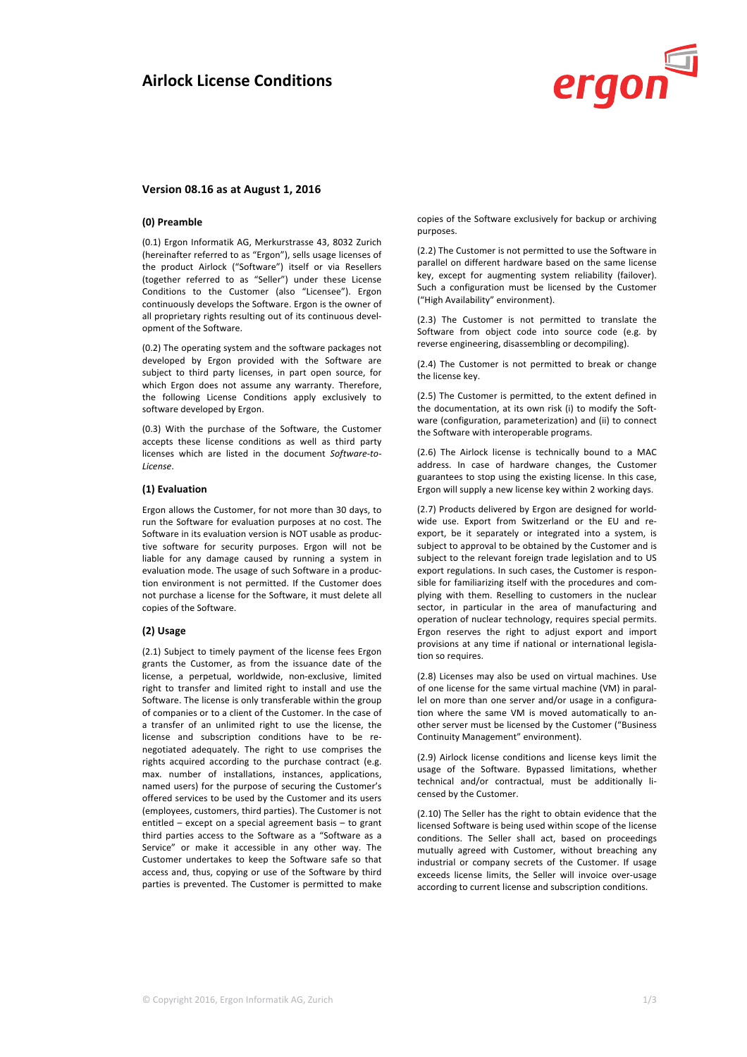# Airlock License Conditions

## Version 08.16 as at August 1, 2016

### (0) Preamble

(0.1) Ergon Informatik AG, Merkurstrasse 43, 8032 Zurich (hereinafter referred to as "Ergon"), sells usage licenses of the product Airlock ("Software") itself or via Resellers (together referred to as "Seller") under these License Conditions to the Customer (also "Licensee"). Ergon continuously develops the Software. Ergon is the owner of all proprietary rights resulting out of its continuous development of the Software.

(0.2) The operating system and the software packages not developed by Ergon provided with the Software are subject to third party licenses, in part open source, for which Ergon does not assume any warranty. Therefore, the following License Conditions apply exclusively to software developed by Ergon.

(0.3) With the purchase of the Software, the Customer accepts these license conditions as well as third party licenses which are listed in the document *Software-to-License*.

### (1) Evaluation

Ergon allows the Customer, for not more than 30 days, to run the Software for evaluation purposes at no cost. The Software in its evaluation version is NOT usable as productive software for security purposes. Ergon will not be liable for any damage caused by running a system in evaluation mode. The usage of such Software in a production environment is not permitted. If the Customer does not purchase a license for the Software, it must delete all copies of the Software.

### (2) Usage

(2.1) Subject to timely payment of the license fees Ergon grants the Customer, as from the issuance date of the license, a perpetual, worldwide, non-exclusive, limited right to transfer and limited right to install and use the Software. The license is only transferable within the group of companies or to a client of the Customer. In the case of a transfer of an unlimited right to use the license, the license and subscription conditions have to be renegotiated adequately. The right to use comprises the rights acquired according to the purchase contract (e.g. max. number of installations, instances, applications, named users) for the purpose of securing the Customer's offered services to be used by the Customer and its users (employees, customers, third parties). The Customer is not entitled – except on a special agreement basis – to grant third parties access to the Software as a "Software as a Service" or make it accessible in any other way. The Customer undertakes to keep the Software safe so that access and, thus, copying or use of the Software by third parties is prevented. The Customer is permitted to make copies of the Software exclusively for backup or archiving purposes.

(2.2) The Customer is not permitted to use the Software in parallel on different hardware based on the same license key, except for augmenting system reliability (failover). Such a configuration must be licensed by the Customer ("High Availability" environment).

(2.3) The Customer is not permitted to translate the Software from object code into source code (e.g. by reverse engineering, disassembling or decompiling).

(2.4) The Customer is not permitted to break or change the license key.

(2.5) The Customer is permitted, to the extent defined in the documentation, at its own risk (i) to modify the Software (configuration, parameterization) and (ii) to connect the Software with interoperable programs.

(2.6) The Airlock license is technically bound to a MAC address. In case of hardware changes, the Customer guarantees to stop using the existing license. In this case, Ergon will supply a new license key within 2 working days.

(2.7) Products delivered by Ergon are designed for worldwide use. Export from Switzerland or the EU and re-export, be it separately or integrated into a system, is subject to approval to be obtained by the Customer and is subject to the relevant foreign trade legislation and to US export regulations. In such cases, the Customer is responsible for familiarizing itself with the procedures and complying with them. Reselling to customers in the nuclear sector, in particular in the area of manufacturing and operation of nuclear technology, requires special permits. Ergon reserves the right to adjust export and import provisions at any time if national or international legislation so requires.

(2.8) Licenses may also be used on virtual machines. Use of one license for the same virtual machine (VM) in parallel on more than one server and/or usage in a configuration where the same VM is moved automatically to another server must be licensed by the Customer ("Business Continuity Management" environment).

(2.9) Airlock license conditions and license keys limit the usage of the Software. Bypassed limitations, whether technical and/or contractual, must be additionally licensed by the Customer.

(2.10) The Seller has the right to obtain evidence that the licensed Software is being used within scope of the license conditions. The Seller shall act, based on proceedings mutually agreed with Customer, without breaching any industrial or company secrets of the Customer. If usage exceeds license limits, the Seller will invoice over-usage according to current license and subscription conditions.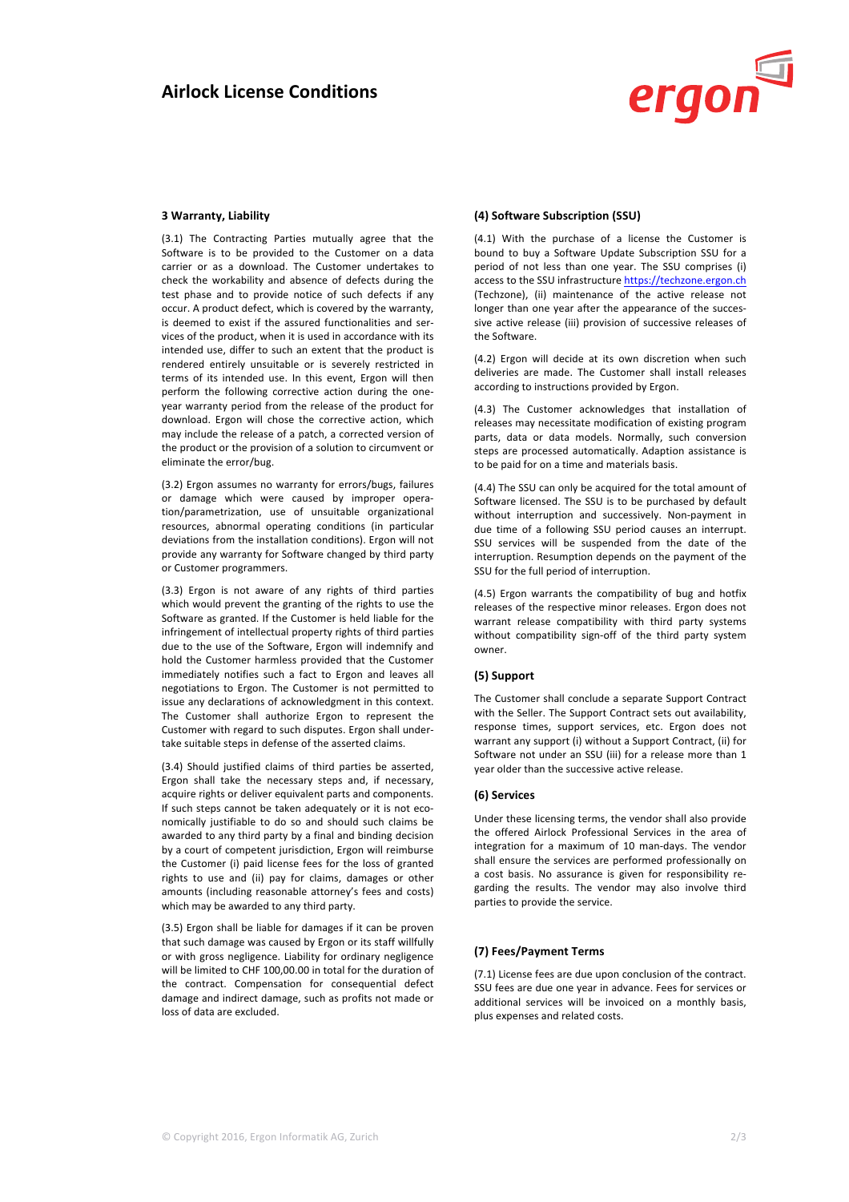## 3 Warranty, Liability

(3.1) The Contracting Parties mutually agree that the Software is to be provided to the Customer on a data carrier or as a download. The Customer undertakes to check the workability and absence of defects during the test phase and to provide notice of such defects if any occur. A product defect, which is covered by the warranty, is deemed to exist if the assured functionalities and services of the product, when it is used in accordance with its intended use, differ to such an extent that the product is rendered entirely unsuitable or is severely restricted in terms of its intended use. In this event, Ergon will then perform the following corrective action during the one-year warranty period from the release of the product for download. Ergon will chose the corrective action, which may include the release of a patch, a corrected version of the product or the provision of a solution to circumvent or eliminate the error/bug.

(3.2) Ergon assumes no warranty for errors/bugs, failures or damage which were caused by improper operation/parametrization, use of unsuitable organizational resources, abnormal operating conditions (in particular deviations from the installation conditions). Ergon will not provide any warranty for Software changed by third party or Customer programmers.

(3.3) Ergon is not aware of any rights of third parties which would prevent the granting of the rights to use the Software as granted. If the Customer is held liable for the infringement of intellectual property rights of third parties due to the use of the Software, Ergon will indemnify and hold the Customer harmless provided that the Customer immediately notifies such a fact to Ergon and leaves all negotiations to Ergon. The Customer is not permitted to issue any declarations of acknowledgment in this context. The Customer shall authorize Ergon to represent the Customer with regard to such disputes. Ergon shall undertake suitable steps in defense of the asserted claims.

(3.4) Should justified claims of third parties be asserted, Ergon shall take the necessary steps and, if necessary, acquire rights or deliver equivalent parts and components. If such steps cannot be taken adequately or it is not economically justifiable to do so and should such claims be awarded to any third party by a final and binding decision by a court of competent jurisdiction, Ergon will reimburse the Customer (i) paid license fees for the loss of granted rights to use and (ii) pay for claims, damages or other amounts (including reasonable attorney's fees and costs) which may be awarded to any third party.

(3.5) Ergon shall be liable for damages if it can be proven that such damage was caused by Ergon or its staff willfully or with gross negligence. Liability for ordinary negligence will be limited to CHF 100,00.00 in total for the duration of the contract. Compensation for consequential defect damage and indirect damage, such as profits not made or loss of data are excluded.

## (4) Software Subscription (SSU)

(4.1) With the purchase of a license the Customer is bound to buy a Software Update Subscription SSU for a period of not less than one year. The SSU comprises (i) access to the SSU infrastructure https://techzone.ergon.ch (Techzone), (ii) maintenance of the active release not longer than one year after the appearance of the successive active release (iii) provision of successive releases of the Software.

(4.2) Ergon will decide at its own discretion when such deliveries are made. The Customer shall install releases according to instructions provided by Ergon.

(4.3) The Customer acknowledges that installation of releases may necessitate modification of existing program parts, data or data models. Normally, such conversion steps are processed automatically. Adaption assistance is to be paid for on a time and materials basis.

(4.4) The SSU can only be acquired for the total amount of Software licensed. The SSU is to be purchased by default without interruption and successively. Non-payment in due time of a following SSU period causes an interrupt. SSU services will be suspended from the date of the interruption. Resumption depends on the payment of the SSU for the full period of interruption.

(4.5) Ergon warrants the compatibility of bug and hotfix releases of the respective minor releases. Ergon does not warrant release compatibility with third party systems without compatibility sign-off of the third party system owner.

## (5) Support

The Customer shall conclude a separate Support Contract with the Seller. The Support Contract sets out availability, response times, support services, etc. Ergon does not warrant any support (i) without a Support Contract, (ii) for Software not under an SSU (iii) for a release more than 1 year older than the successive active release.

## (6) Services

Under these licensing terms, the vendor shall also provide the offered Airlock Professional Services in the area of integration for a maximum of 10 man-days. The vendor shall ensure the services are performed professionally on a cost basis. No assurance is given for responsibility regarding the results. The vendor may also involve third parties to provide the service.

## (7) Fees/Payment Terms

(7.1) License fees are due upon conclusion of the contract. SSU fees are due one year in advance. Fees for services or additional services will be invoiced on a monthly basis, plus expenses and related costs.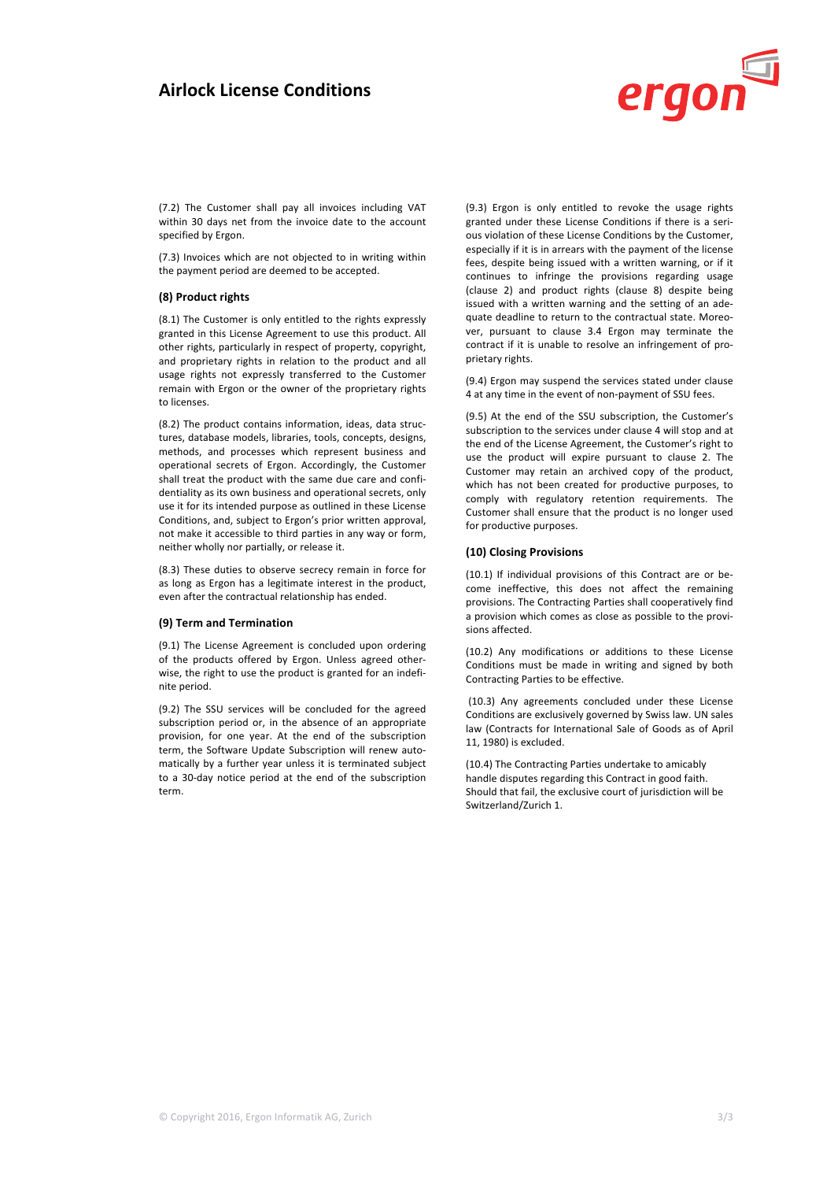(7.2) The Customer shall pay all invoices including VAT within 30 days net from the invoice date to the account specified by Ergon.

(7.3) Invoices which are not objected to in writing within the payment period are deemed to be accepted.

### (8) Product rights

(8.1) The Customer is only entitled to the rights expressly granted in this License Agreement to use this product. All other rights, particularly in respect of property, copyright, and proprietary rights in relation to the product and all usage rights not expressly transferred to the Customer remain with Ergon or the owner of the proprietary rights to licenses.

(8.2) The product contains information, ideas, data structures, database models, libraries, tools, concepts, designs, methods, and processes which represent business and operational secrets of Ergon. Accordingly, the Customer shall treat the product with the same due care and confidentiality as its own business and operational secrets, only use it for its intended purpose as outlined in these License Conditions, and, subject to Ergon's prior written approval, not make it accessible to third parties in any way or form, neither wholly nor partially, or release it.

(8.3) These duties to observe secrecy remain in force for as long as Ergon has a legitimate interest in the product, even after the contractual relationship has ended.

### (9) Term and Termination

(9.1) The License Agreement is concluded upon ordering of the products offered by Ergon. Unless agreed otherwise, the right to use the product is granted for an indefinite period.

(9.2) The SSU services will be concluded for the agreed subscription period or, in the absence of an appropriate provision, for one year. At the end of the subscription term, the Software Update Subscription will renew automatically by a further year unless it is terminated subject to a 30-day notice period at the end of the subscription term.

(9.3) Ergon is only entitled to revoke the usage rights granted under these License Conditions if there is a serious violation of these License Conditions by the Customer, especially if it is in arrears with the payment of the license fees, despite being issued with a written warning, or if it continues to infringe the provisions regarding usage (clause 2) and product rights (clause 8) despite being issued with a written warning and the setting of an adequate deadline to return to the contractual state. Moreover, pursuant to clause 3.4 Ergon may terminate the contract if it is unable to resolve an infringement of proprietary rights.

(9.4) Ergon may suspend the services stated under clause 4 at any time in the event of non-payment of SSU fees.

(9.5) At the end of the SSU subscription, the Customer's subscription to the services under clause 4 will stop and at the end of the License Agreement, the Customer's right to use the product will expire pursuant to clause 2. The Customer may retain an archived copy of the product, which has not been created for productive purposes, to comply with regulatory retention requirements. The Customer shall ensure that the product is no longer used for productive purposes.

### (10) Closing Provisions

(10.1) If individual provisions of this Contract are or become ineffective, this does not affect the remaining provisions. The Contracting Parties shall cooperatively find a provision which comes as close as possible to the provisions affected.

(10.2) Any modifications or additions to these License Conditions must be made in writing and signed by both Contracting Parties to be effective.

(10.3) Any agreements concluded under these License Conditions are exclusively governed by Swiss law. UN sales law (Contracts for International Sale of Goods as of April 11, 1980) is excluded.

(10.4) The Contracting Parties undertake to amicably handle disputes regarding this Contract in good faith. Should that fail, the exclusive court of jurisdiction will be Switzerland/Zurich 1.